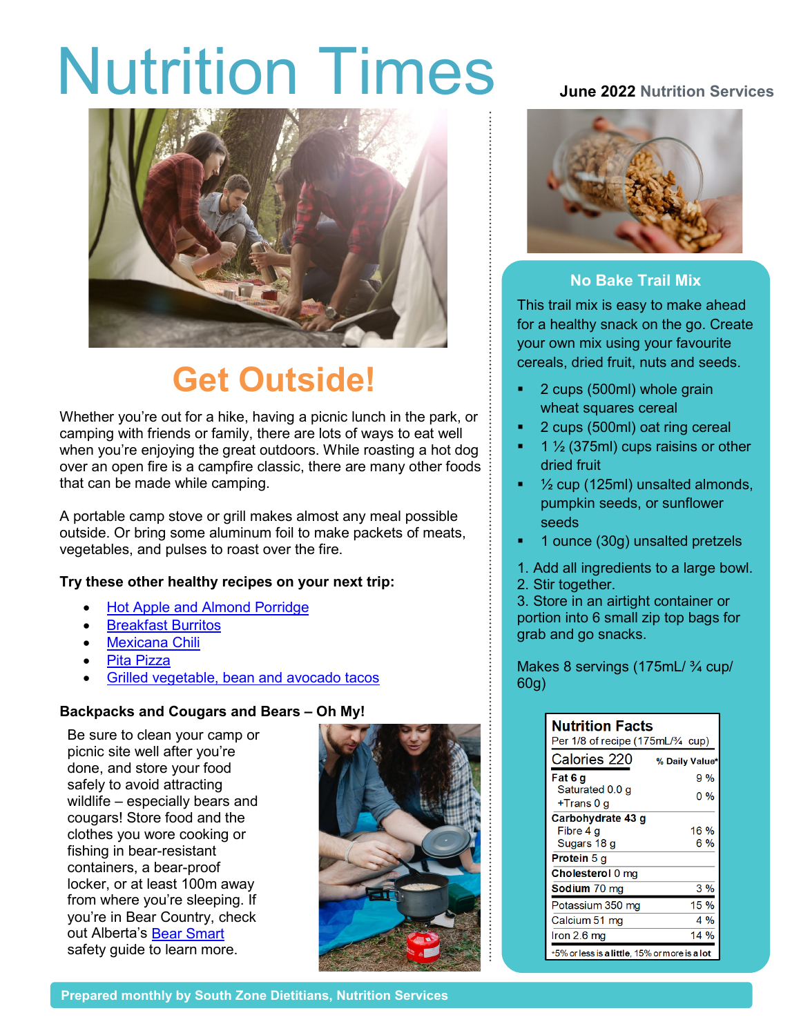# Nutrition Times

**June 2022** Nutrition Services

## Get Outside!

Whether you're out for a hike, having a picnic lunch in the park, or camping with friends or family, there are lots of ways to eat well when you're enjoying the great outdoors. While roasting a hot dog over an open fire is a campfire classic, there are many other foods that can be made while camping.

A portable camp stove or grill makes almost any meal possible outside. Or bring some aluminum foil to make packets of meats, vegetables, and pulses to roast over the fire.

**Try these other healthy recipes on your next trip:**

- Hot Apple and Almond Porridge
- Breakfast Burritos
- Mexicana Chili
- Pita Pizza
- Grilled vegetable, bean and avocado tacos

### Backpacks and Cougars and Bears – Oh My!

Be sure to clean your camp or picnic site well after you're done, and store your food safely to avoid attracting wildlife – especially bears and cougars! Store food and the clothes you wore cooking or fishing in bear-resistant containers, a bear-proof locker, or at least 100m away from where you're sleeping. If you're in Bear Country, check out Alberta's Bear Smart safety guide to learn more.

### No Bake Trail Mix

This trail mix is easy to make ahead for a healthy snack on the go. Create your own mix using your favourite cereals, dried fruit, nuts and seeds.

- 2 cups (500ml) whole grain wheat squares cereal
- 2 cups (500ml) oat ring cereal
- 1 ½ (375ml) cups raisins or other dried fruit
- ½ cup (125ml) unsalted almonds, pumpkin seeds, or sunflower seeds
- 1 ounce (30g) unsalted pretzels

1. Add all ingredients to a large bowl.
2. Stir together.
3. Store in an airtight container or portion into 6 small zip top bags for grab and go snacks.

Makes 8 servings (175mL/ ¾ cup/ 60g)

**Nutrition Facts**
Per 1/8 of recipe (175mL/¾ cup)

| Calories 220 | % Daily Value* |
|---|---|
| **Fat 6 g** | 9 % |
| Saturated 0.0 g +Trans 0 g | 0 % |
| **Carbohydrate 43 g** | |
| Fibre 4 g | 16 % |
| Sugars 18 g | 6 % |
| **Protein** 5 g | |
| **Cholesterol** 0 mg | |
| **Sodium** 70 mg | 3 % |
| Potassium 350 mg | 15 % |
| Calcium 51 mg | 4 % |
| Iron 2.6 mg | 14 % |

*5% or less is **a little**, 15% or more is **a lot**

Prepared monthly by South Zone Dietitians, Nutrition Services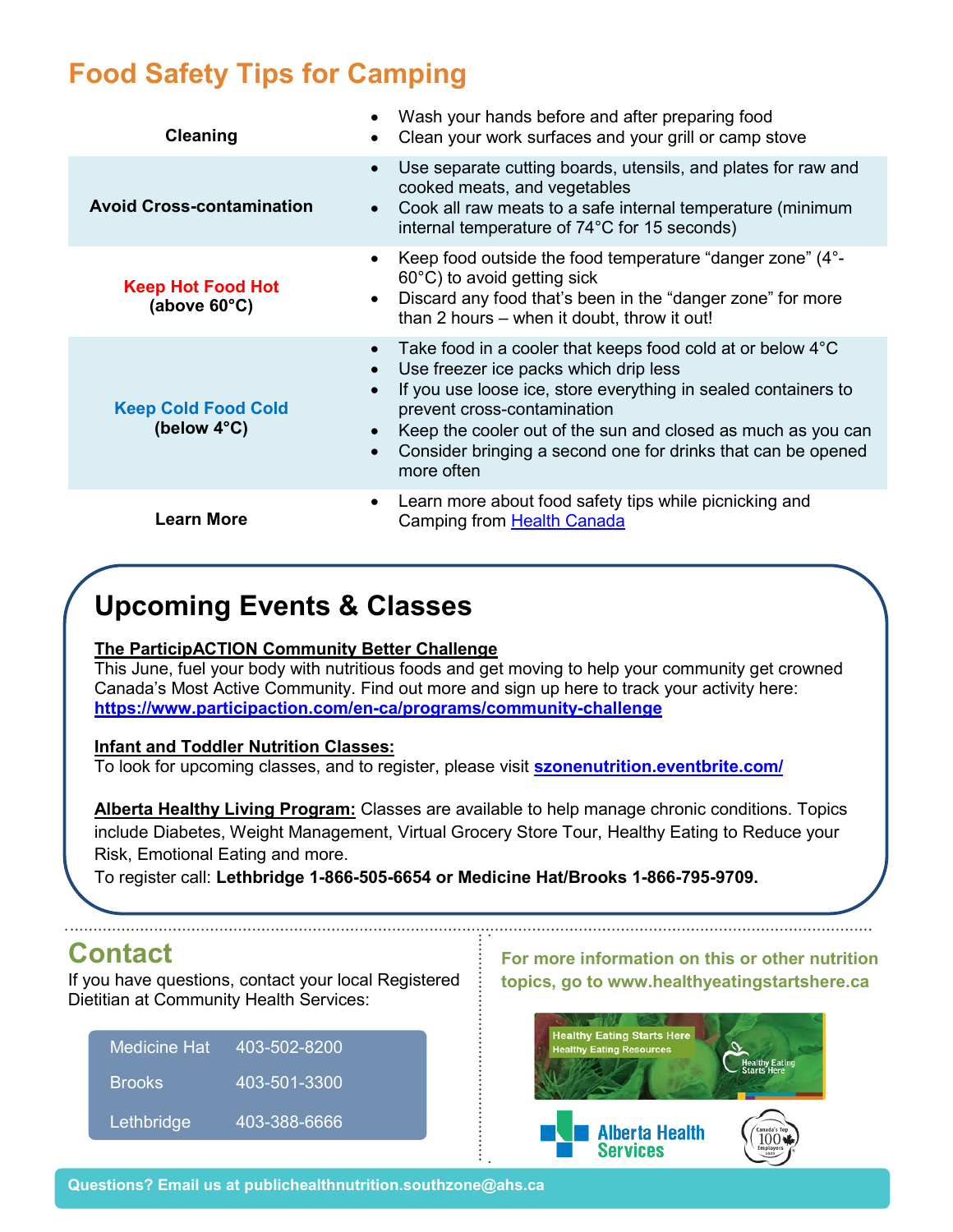## Food Safety Tips for Camping

| | |
|---|---|
| **Cleaning** | • Wash your hands before and after preparing food<br>• Clean your work surfaces and your grill or camp stove |
| **Avoid Cross-contamination** | • Use separate cutting boards, utensils, and plates for raw and cooked meats, and vegetables<br>• Cook all raw meats to a safe internal temperature (minimum internal temperature of 74°C for 15 seconds) |
| **Keep Hot Food Hot (above 60°C)** | • Keep food outside the food temperature "danger zone" (4°-60°C) to avoid getting sick<br>• Discard any food that's been in the "danger zone" for more than 2 hours – when it doubt, throw it out! |
| **Keep Cold Food Cold (below 4°C)** | • Take food in a cooler that keeps food cold at or below 4°C<br>• Use freezer ice packs which drip less<br>• If you use loose ice, store everything in sealed containers to prevent cross-contamination<br>• Keep the cooler out of the sun and closed as much as you can<br>• Consider bringing a second one for drinks that can be opened more often |
| **Learn More** | • Learn more about food safety tips while picnicking and Camping from Health Canada |

## Upcoming Events & Classes

**The ParticipACTION Community Better Challenge**
This June, fuel your body with nutritious foods and get moving to help your community get crowned Canada's Most Active Community. Find out more and sign up here to track your activity here: **https://www.participaction.com/en-ca/programs/community-challenge**

**Infant and Toddler Nutrition Classes:**
To look for upcoming classes, and to register, please visit **szonenutrition.eventbrite.com/**

**Alberta Healthy Living Program:** Classes are available to help manage chronic conditions. Topics include Diabetes, Weight Management, Virtual Grocery Store Tour, Healthy Eating to Reduce your Risk, Emotional Eating and more.
To register call: **Lethbridge 1-866-505-6654 or Medicine Hat/Brooks 1-866-795-9709.**

## Contact

If you have questions, contact your local Registered Dietitian at Community Health Services:

| | |
|---|---|
| Medicine Hat | 403-502-8200 |
| Brooks | 403-501-3300 |
| Lethbridge | 403-388-6666 |

**For more information on this or other nutrition topics, go to www.healthyeatingstartshere.ca**

Healthy Eating Starts Here
Healthy Eating Resources

Alberta Health Services

**Questions? Email us at publichealthnutrition.southzone@ahs.ca**